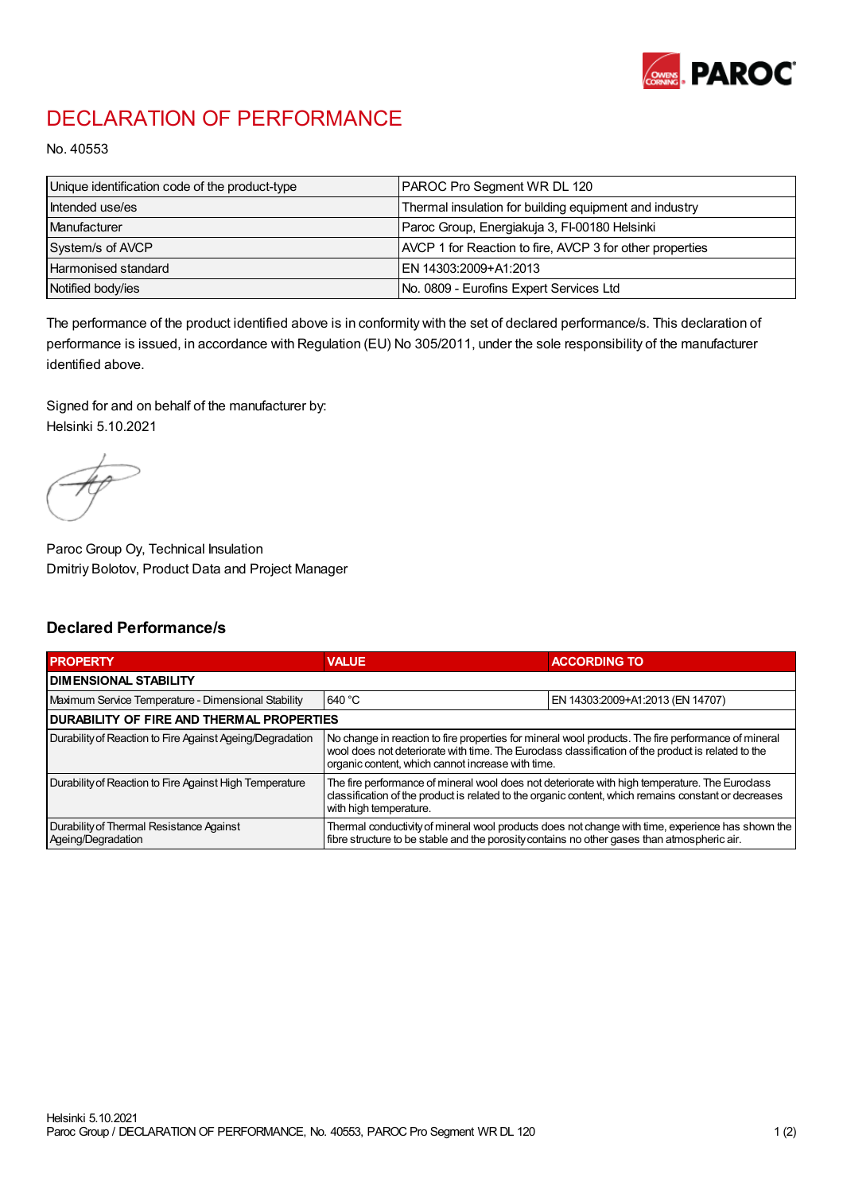# DECLARATION OF PERFORMANCE

No. 40553

| Unique identification code of the product-type | PAROC Pro Segment WR DL 120 |
|---|---|
| Intended use/es | Thermal insulation for building equipment and industry |
| Manufacturer | Paroc Group, Energiakuja 3, FI-00180 Helsinki |
| System/s of AVCP | AVCP 1 for Reaction to fire, AVCP 3 for other properties |
| Harmonised standard | EN 14303:2009+A1:2013 |
| Notified body/ies | No. 0809 - Eurofins Expert Services Ltd |

The performance of the product identified above is in conformity with the set of declared performance/s. This declaration of performance is issued, in accordance with Regulation (EU) No 305/2011, under the sole responsibility of the manufacturer identified above.

Signed for and on behalf of the manufacturer by:
Helsinki 5.10.2021

Paroc Group Oy, Technical Insulation
Dmitriy Bolotov, Product Data and Project Manager

## Declared Performance/s

| PROPERTY | VALUE | ACCORDING TO |
|---|---|---|
| **DIMENSIONAL STABILITY** | | |
| Maximum Service Temperature - Dimensional Stability | 640 °C | EN 14303:2009+A1:2013 (EN 14707) |
| **DURABILITY OF FIRE AND THERMAL PROPERTIES** | | |
| Durability of Reaction to Fire Against Ageing/Degradation | No change in reaction to fire properties for mineral wool products. The fire performance of mineral wool does not deteriorate with time. The Euroclass classification of the product is related to the organic content, which cannot increase with time. | |
| Durability of Reaction to Fire Against High Temperature | The fire performance of mineral wool does not deteriorate with high temperature. The Euroclass classification of the product is related to the organic content, which remains constant or decreases with high temperature. | |
| Durability of Thermal Resistance Against Ageing/Degradation | Thermal conductivity of mineral wool products does not change with time, experience has shown the fibre structure to be stable and the porosity contains no other gases than atmospheric air. | |

Helsinki 5.10.2021
Paroc Group / DECLARATION OF PERFORMANCE, No. 40553, PAROC Pro Segment WR DL 120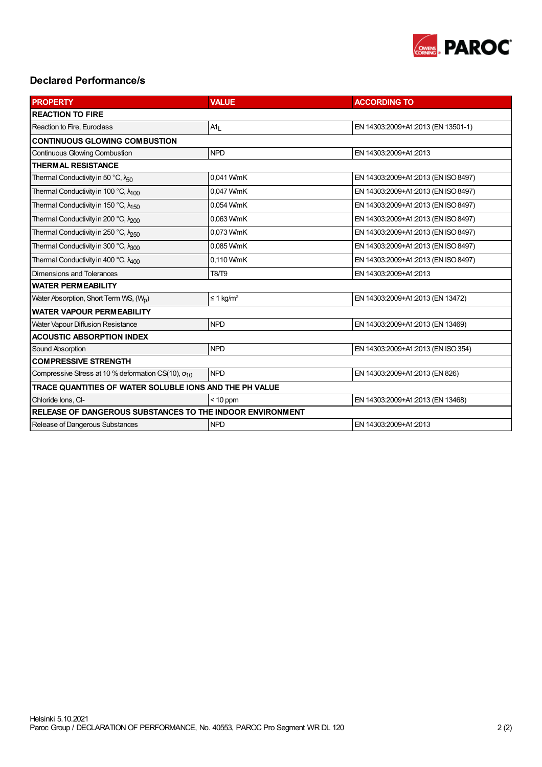## Declared Performance/s

| PROPERTY | VALUE | ACCORDING TO |
|---|---|---|
| **REACTION TO FIRE** | | |
| Reaction to Fire, Euroclass | $A1_L$ | EN 14303:2009+A1:2013 (EN 13501-1) |
| **CONTINUOUS GLOWING COMBUSTION** | | |
| Continuous Glowing Combustion | NPD | EN 14303:2009+A1:2013 |
| **THERMAL RESISTANCE** | | |
| Thermal Conductivity in 50 °C, $\lambda_{50}$ | 0,041 W/mK | EN 14303:2009+A1:2013 (EN ISO 8497) |
| Thermal Conductivity in 100 °C, $\lambda_{100}$ | 0,047 W/mK | EN 14303:2009+A1:2013 (EN ISO 8497) |
| Thermal Conductivity in 150 °C, $\lambda_{150}$ | 0,054 W/mK | EN 14303:2009+A1:2013 (EN ISO 8497) |
| Thermal Conductivity in 200 °C, $\lambda_{200}$ | 0,063 W/mK | EN 14303:2009+A1:2013 (EN ISO 8497) |
| Thermal Conductivity in 250 °C, $\lambda_{250}$ | 0,073 W/mK | EN 14303:2009+A1:2013 (EN ISO 8497) |
| Thermal Conductivity in 300 °C, $\lambda_{300}$ | 0,085 W/mK | EN 14303:2009+A1:2013 (EN ISO 8497) |
| Thermal Conductivity in 400 °C, $\lambda_{400}$ | 0,110 W/mK | EN 14303:2009+A1:2013 (EN ISO 8497) |
| Dimensions and Tolerances | T8/T9 | EN 14303:2009+A1:2013 |
| **WATER PERMEABILITY** | | |
| Water Absorption, Short Term WS, ($W_p$) | ≤ 1 kg/m² | EN 14303:2009+A1:2013 (EN 13472) |
| **WATER VAPOUR PERMEABILITY** | | |
| Water Vapour Diffusion Resistance | NPD | EN 14303:2009+A1:2013 (EN 13469) |
| **ACOUSTIC ABSORPTION INDEX** | | |
| Sound Absorption | NPD | EN 14303:2009+A1:2013 (EN ISO 354) |
| **COMPRESSIVE STRENGTH** | | |
| Compressive Stress at 10 % deformation CS(10), $\sigma_{10}$ | NPD | EN 14303:2009+A1:2013 (EN 826) |
| **TRACE QUANTITIES OF WATER SOLUBLE IONS AND THE PH VALUE** | | |
| Chloride Ions, Cl- | < 10 ppm | EN 14303:2009+A1:2013 (EN 13468) |
| **RELEASE OF DANGEROUS SUBSTANCES TO THE INDOOR ENVIRONMENT** | | |
| Release of Dangerous Substances | NPD | EN 14303:2009+A1:2013 |

Helsinki 5.10.2021
Paroc Group / DECLARATION OF PERFORMANCE, No. 40553, PAROC Pro Segment WR DL 120